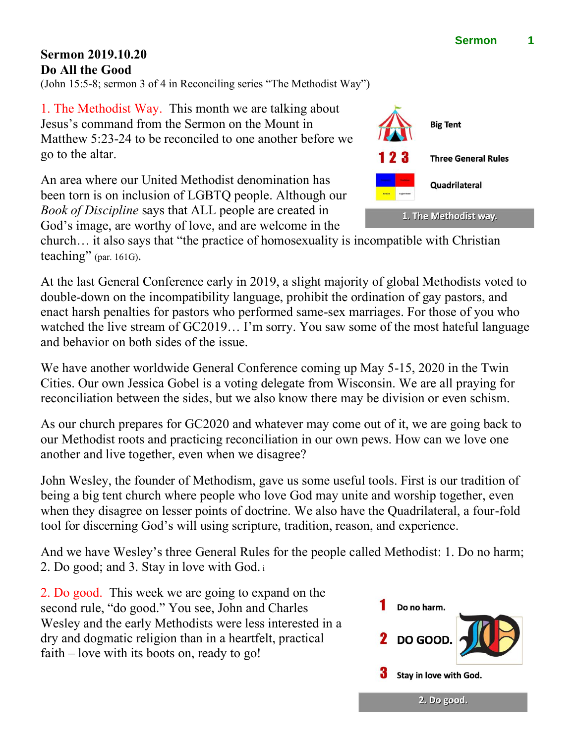**Sermon 2019.10.20**
**Do All the Good**
(John 15:5-8; sermon 3 of 4 in Reconciling series "The Methodist Way")

1. The Methodist Way. This month we are talking about Jesus's command from the Sermon on the Mount in Matthew 5:23-24 to be reconciled to one another before we go to the altar.

Big Tent

1 2 3 Three General Rules

Quadrilateral

1. The Methodist way.

An area where our United Methodist denomination has been torn is on inclusion of LGBTQ people. Although our *Book of Discipline* says that ALL people are created in God's image, are worthy of love, and are welcome in the church… it also says that "the practice of homosexuality is incompatible with Christian teaching" (par. 161G).

At the last General Conference early in 2019, a slight majority of global Methodists voted to double-down on the incompatibility language, prohibit the ordination of gay pastors, and enact harsh penalties for pastors who performed same-sex marriages. For those of you who watched the live stream of GC2019… I'm sorry. You saw some of the most hateful language and behavior on both sides of the issue.

We have another worldwide General Conference coming up May 5-15, 2020 in the Twin Cities. Our own Jessica Gobel is a voting delegate from Wisconsin. We are all praying for reconciliation between the sides, but we also know there may be division or even schism.

As our church prepares for GC2020 and whatever may come out of it, we are going back to our Methodist roots and practicing reconciliation in our own pews. How can we love one another and live together, even when we disagree?

John Wesley, the founder of Methodism, gave us some useful tools. First is our tradition of being a big tent church where people who love God may unite and worship together, even when they disagree on lesser points of doctrine. We also have the Quadrilateral, a four-fold tool for discerning God's will using scripture, tradition, reason, and experience.

And we have Wesley's three General Rules for the people called Methodist: 1. Do no harm; 2. Do good; and 3. Stay in love with God.[i]

2. Do good. This week we are going to expand on the second rule, "do good." You see, John and Charles Wesley and the early Methodists were less interested in a dry and dogmatic religion than in a heartfelt, practical faith – love with its boots on, ready to go!

1 Do no harm.

2 DO GOOD.

3 Stay in love with God.

2. Do good.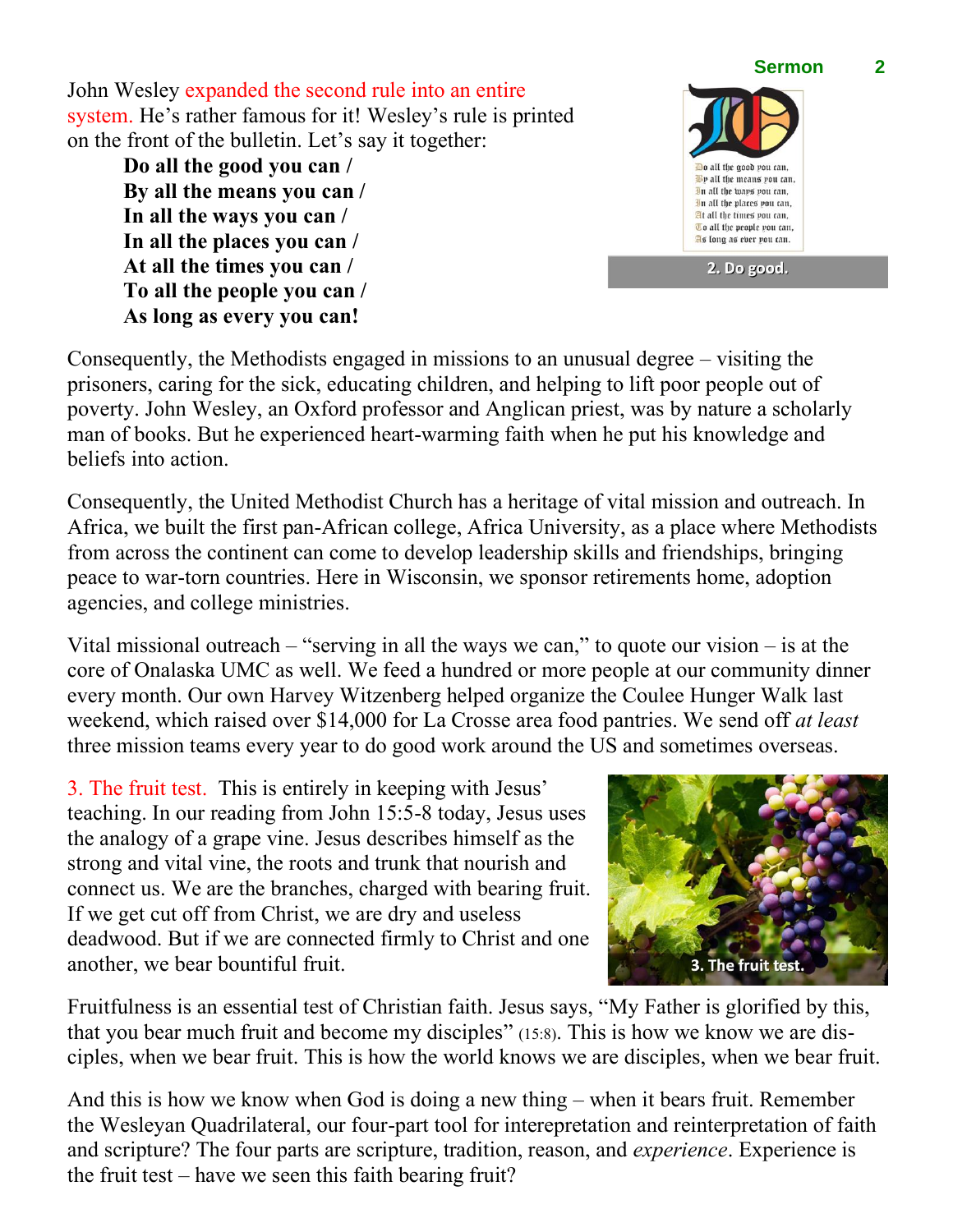John Wesley expanded the second rule into an entire system. He's rather famous for it! Wesley's rule is printed on the front of the bulletin. Let's say it together:

> **Do all the good you can /**
> **By all the means you can /**
> **In all the ways you can /**
> **In all the places you can /**
> **At all the times you can /**
> **To all the people you can /**
> **As long as every you can!**

2. Do good.

Consequently, the Methodists engaged in missions to an unusual degree – visiting the prisoners, caring for the sick, educating children, and helping to lift poor people out of poverty. John Wesley, an Oxford professor and Anglican priest, was by nature a scholarly man of books. But he experienced heart-warming faith when he put his knowledge and beliefs into action.

Consequently, the United Methodist Church has a heritage of vital mission and outreach. In Africa, we built the first pan-African college, Africa University, as a place where Methodists from across the continent can come to develop leadership skills and friendships, bringing peace to war-torn countries. Here in Wisconsin, we sponsor retirements home, adoption agencies, and college ministries.

Vital missional outreach – "serving in all the ways we can," to quote our vision – is at the core of Onalaska UMC as well. We feed a hundred or more people at our community dinner every month. Our own Harvey Witzenberg helped organize the Coulee Hunger Walk last weekend, which raised over $14,000 for La Crosse area food pantries. We send off *at least* three mission teams every year to do good work around the US and sometimes overseas.

3. The fruit test. This is entirely in keeping with Jesus' teaching. In our reading from John 15:5-8 today, Jesus uses the analogy of a grape vine. Jesus describes himself as the strong and vital vine, the roots and trunk that nourish and connect us. We are the branches, charged with bearing fruit. If we get cut off from Christ, we are dry and useless deadwood. But if we are connected firmly to Christ and one another, we bear bountiful fruit.

3. The fruit test.

Fruitfulness is an essential test of Christian faith. Jesus says, "My Father is glorified by this, that you bear much fruit and become my disciples" (15:8). This is how we know we are disciples, when we bear fruit. This is how the world knows we are disciples, when we bear fruit.

And this is how we know when God is doing a new thing – when it bears fruit. Remember the Wesleyan Quadrilateral, our four-part tool for intepretation and reinterpretation of faith and scripture? The four parts are scripture, tradition, reason, and *experience*. Experience is the fruit test – have we seen this faith bearing fruit?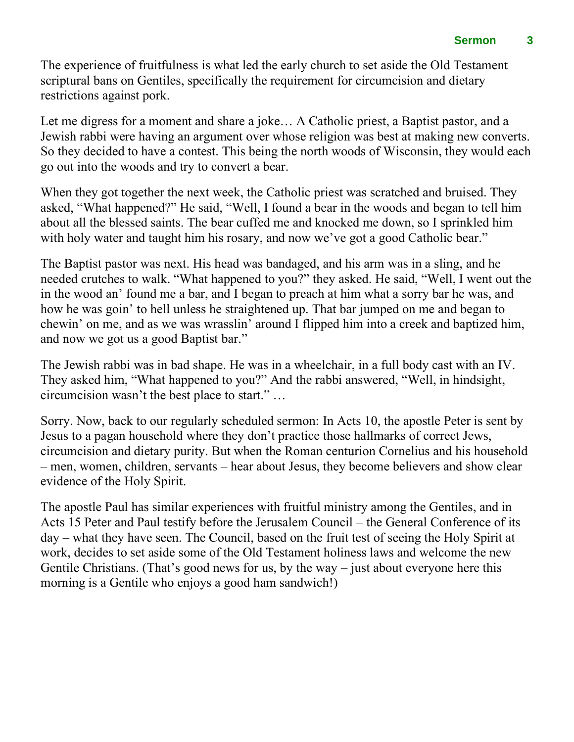The experience of fruitfulness is what led the early church to set aside the Old Testament scriptural bans on Gentiles, specifically the requirement for circumcision and dietary restrictions against pork.

Let me digress for a moment and share a joke… A Catholic priest, a Baptist pastor, and a Jewish rabbi were having an argument over whose religion was best at making new converts. So they decided to have a contest. This being the north woods of Wisconsin, they would each go out into the woods and try to convert a bear.

When they got together the next week, the Catholic priest was scratched and bruised. They asked, "What happened?" He said, "Well, I found a bear in the woods and began to tell him about all the blessed saints. The bear cuffed me and knocked me down, so I sprinkled him with holy water and taught him his rosary, and now we've got a good Catholic bear."

The Baptist pastor was next. His head was bandaged, and his arm was in a sling, and he needed crutches to walk. "What happened to you?" they asked. He said, "Well, I went out the in the wood an' found me a bar, and I began to preach at him what a sorry bar he was, and how he was goin' to hell unless he straightened up. That bar jumped on me and began to chewin' on me, and as we was wrasslin' around I flipped him into a creek and baptized him, and now we got us a good Baptist bar."

The Jewish rabbi was in bad shape. He was in a wheelchair, in a full body cast with an IV. They asked him, "What happened to you?" And the rabbi answered, "Well, in hindsight, circumcision wasn't the best place to start." …

Sorry. Now, back to our regularly scheduled sermon: In Acts 10, the apostle Peter is sent by Jesus to a pagan household where they don't practice those hallmarks of correct Jews, circumcision and dietary purity. But when the Roman centurion Cornelius and his household – men, women, children, servants – hear about Jesus, they become believers and show clear evidence of the Holy Spirit.

The apostle Paul has similar experiences with fruitful ministry among the Gentiles, and in Acts 15 Peter and Paul testify before the Jerusalem Council – the General Conference of its day – what they have seen. The Council, based on the fruit test of seeing the Holy Spirit at work, decides to set aside some of the Old Testament holiness laws and welcome the new Gentile Christians. (That's good news for us, by the way – just about everyone here this morning is a Gentile who enjoys a good ham sandwich!)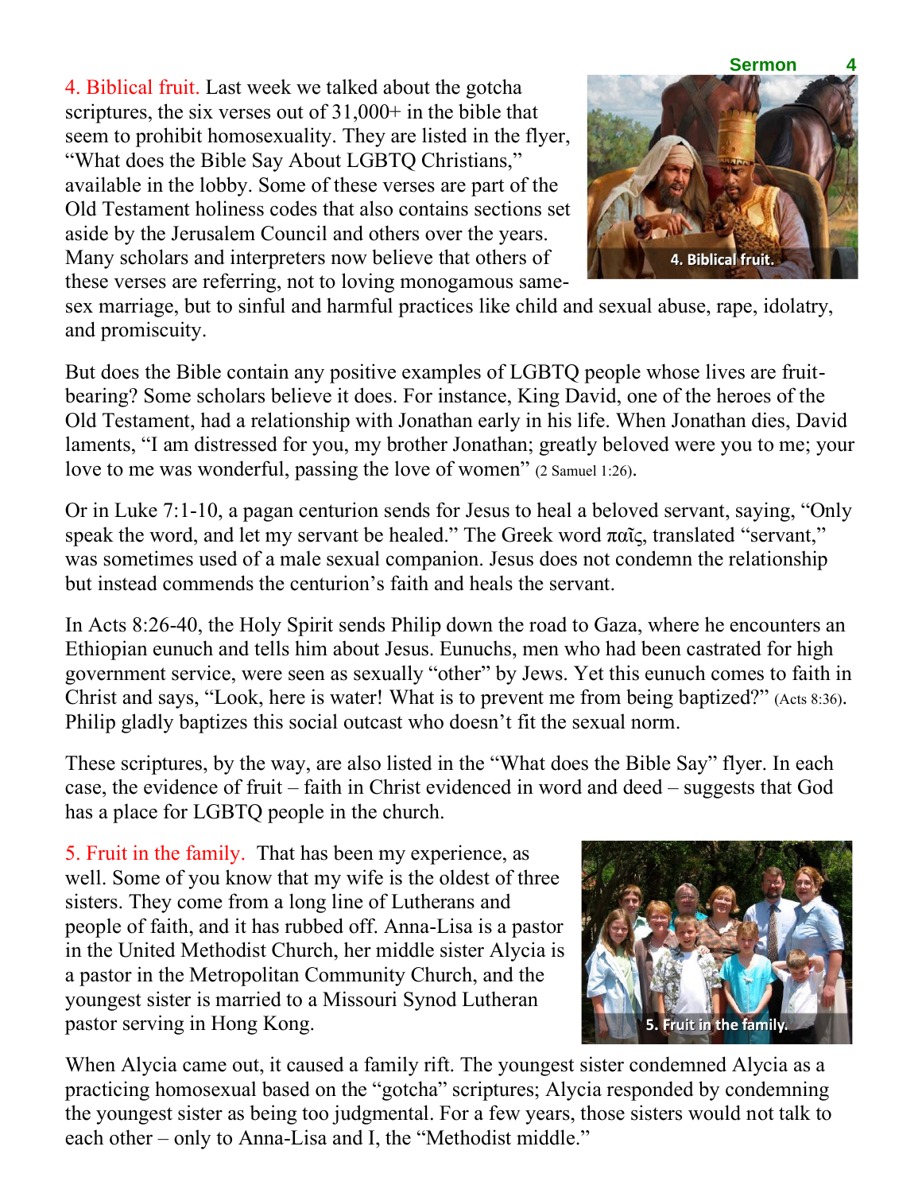4. Biblical fruit. Last week we talked about the gotcha scriptures, the six verses out of 31,000+ in the bible that seem to prohibit homosexuality. They are listed in the flyer, "What does the Bible Say About LGBTQ Christians," available in the lobby. Some of these verses are part of the Old Testament holiness codes that also contains sections set aside by the Jerusalem Council and others over the years. Many scholars and interpreters now believe that others of these verses are referring, not to loving monogamous same-sex marriage, but to sinful and harmful practices like child and sexual abuse, rape, idolatry, and promiscuity.

But does the Bible contain any positive examples of LGBTQ people whose lives are fruit-bearing? Some scholars believe it does. For instance, King David, one of the heroes of the Old Testament, had a relationship with Jonathan early in his life. When Jonathan dies, David laments, "I am distressed for you, my brother Jonathan; greatly beloved were you to me; your love to me was wonderful, passing the love of women" (2 Samuel 1:26).

Or in Luke 7:1-10, a pagan centurion sends for Jesus to heal a beloved servant, saying, "Only speak the word, and let my servant be healed." The Greek word παῖς, translated "servant," was sometimes used of a male sexual companion. Jesus does not condemn the relationship but instead commends the centurion's faith and heals the servant.

In Acts 8:26-40, the Holy Spirit sends Philip down the road to Gaza, where he encounters an Ethiopian eunuch and tells him about Jesus. Eunuchs, men who had been castrated for high government service, were seen as sexually "other" by Jews. Yet this eunuch comes to faith in Christ and says, "Look, here is water! What is to prevent me from being baptized?" (Acts 8:36). Philip gladly baptizes this social outcast who doesn't fit the sexual norm.

These scriptures, by the way, are also listed in the "What does the Bible Say" flyer. In each case, the evidence of fruit – faith in Christ evidenced in word and deed – suggests that God has a place for LGBTQ people in the church.

5. Fruit in the family. That has been my experience, as well. Some of you know that my wife is the oldest of three sisters. They come from a long line of Lutherans and people of faith, and it has rubbed off. Anna-Lisa is a pastor in the United Methodist Church, her middle sister Alycia is a pastor in the Metropolitan Community Church, and the youngest sister is married to a Missouri Synod Lutheran pastor serving in Hong Kong.

When Alycia came out, it caused a family rift. The youngest sister condemned Alycia as a practicing homosexual based on the "gotcha" scriptures; Alycia responded by condemning the youngest sister as being too judgmental. For a few years, those sisters would not talk to each other – only to Anna-Lisa and I, the "Methodist middle."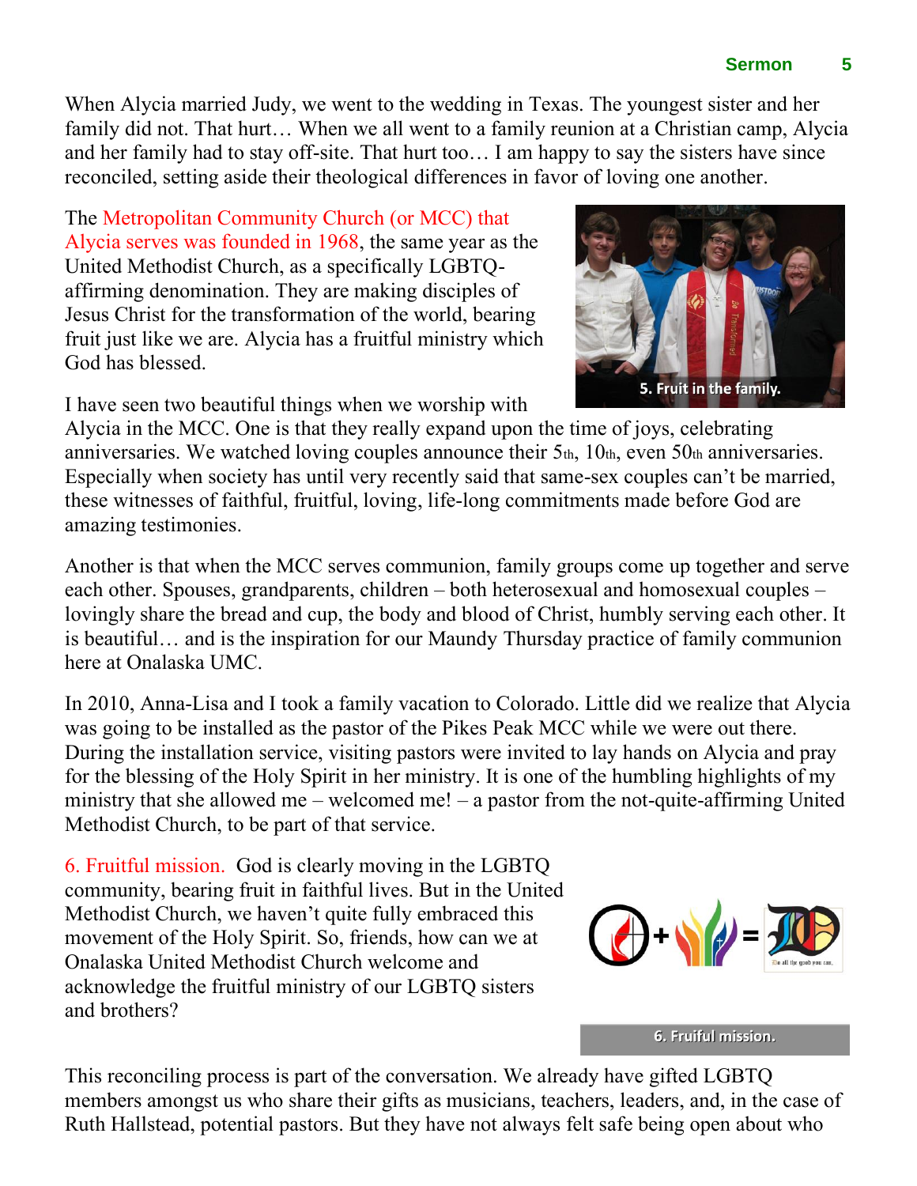When Alycia married Judy, we went to the wedding in Texas. The youngest sister and her family did not. That hurt… When we all went to a family reunion at a Christian camp, Alycia and her family had to stay off-site. That hurt too… I am happy to say the sisters have since reconciled, setting aside their theological differences in favor of loving one another.

The Metropolitan Community Church (or MCC) that Alycia serves was founded in 1968, the same year as the United Methodist Church, as a specifically LGBTQ-affirming denomination. They are making disciples of Jesus Christ for the transformation of the world, bearing fruit just like we are. Alycia has a fruitful ministry which God has blessed.

5. Fruit in the family.

I have seen two beautiful things when we worship with Alycia in the MCC. One is that they really expand upon the time of joys, celebrating anniversaries. We watched loving couples announce their 5th, 10th, even 50th anniversaries. Especially when society has until very recently said that same-sex couples can't be married, these witnesses of faithful, fruitful, loving, life-long commitments made before God are amazing testimonies.

Another is that when the MCC serves communion, family groups come up together and serve each other. Spouses, grandparents, children – both heterosexual and homosexual couples – lovingly share the bread and cup, the body and blood of Christ, humbly serving each other. It is beautiful… and is the inspiration for our Maundy Thursday practice of family communion here at Onalaska UMC.

In 2010, Anna-Lisa and I took a family vacation to Colorado. Little did we realize that Alycia was going to be installed as the pastor of the Pikes Peak MCC while we were out there. During the installation service, visiting pastors were invited to lay hands on Alycia and pray for the blessing of the Holy Spirit in her ministry. It is one of the humbling highlights of my ministry that she allowed me – welcomed me! – a pastor from the not-quite-affirming United Methodist Church, to be part of that service.

6. Fruitful mission. God is clearly moving in the LGBTQ community, bearing fruit in faithful lives. But in the United Methodist Church, we haven't quite fully embraced this movement of the Holy Spirit. So, friends, how can we at Onalaska United Methodist Church welcome and acknowledge the fruitful ministry of our LGBTQ sisters and brothers?

6. Fruiful mission.

This reconciling process is part of the conversation. We already have gifted LGBTQ members amongst us who share their gifts as musicians, teachers, leaders, and, in the case of Ruth Hallstead, potential pastors. But they have not always felt safe being open about who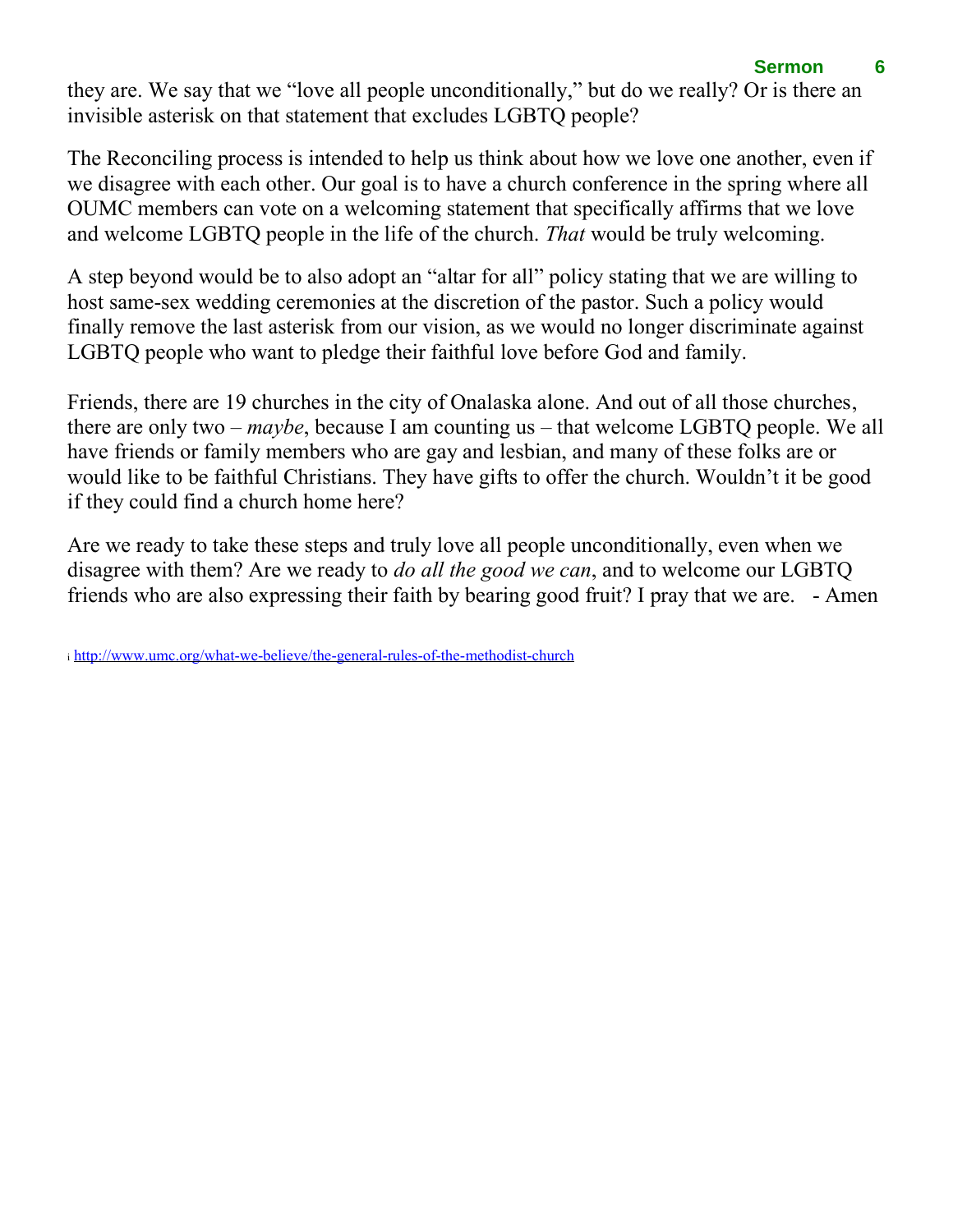they are. We say that we "love all people unconditionally," but do we really? Or is there an invisible asterisk on that statement that excludes LGBTQ people?

The Reconciling process is intended to help us think about how we love one another, even if we disagree with each other. Our goal is to have a church conference in the spring where all OUMC members can vote on a welcoming statement that specifically affirms that we love and welcome LGBTQ people in the life of the church. *That* would be truly welcoming.

A step beyond would be to also adopt an "altar for all" policy stating that we are willing to host same-sex wedding ceremonies at the discretion of the pastor. Such a policy would finally remove the last asterisk from our vision, as we would no longer discriminate against LGBTQ people who want to pledge their faithful love before God and family.

Friends, there are 19 churches in the city of Onalaska alone. And out of all those churches, there are only two – *maybe*, because I am counting us – that welcome LGBTQ people. We all have friends or family members who are gay and lesbian, and many of these folks are or would like to be faithful Christians. They have gifts to offer the church. Wouldn't it be good if they could find a church home here?

Are we ready to take these steps and truly love all people unconditionally, even when we disagree with them? Are we ready to *do all the good we can*, and to welcome our LGBTQ friends who are also expressing their faith by bearing good fruit? I pray that we are. - Amen

i http://www.umc.org/what-we-believe/the-general-rules-of-the-methodist-church